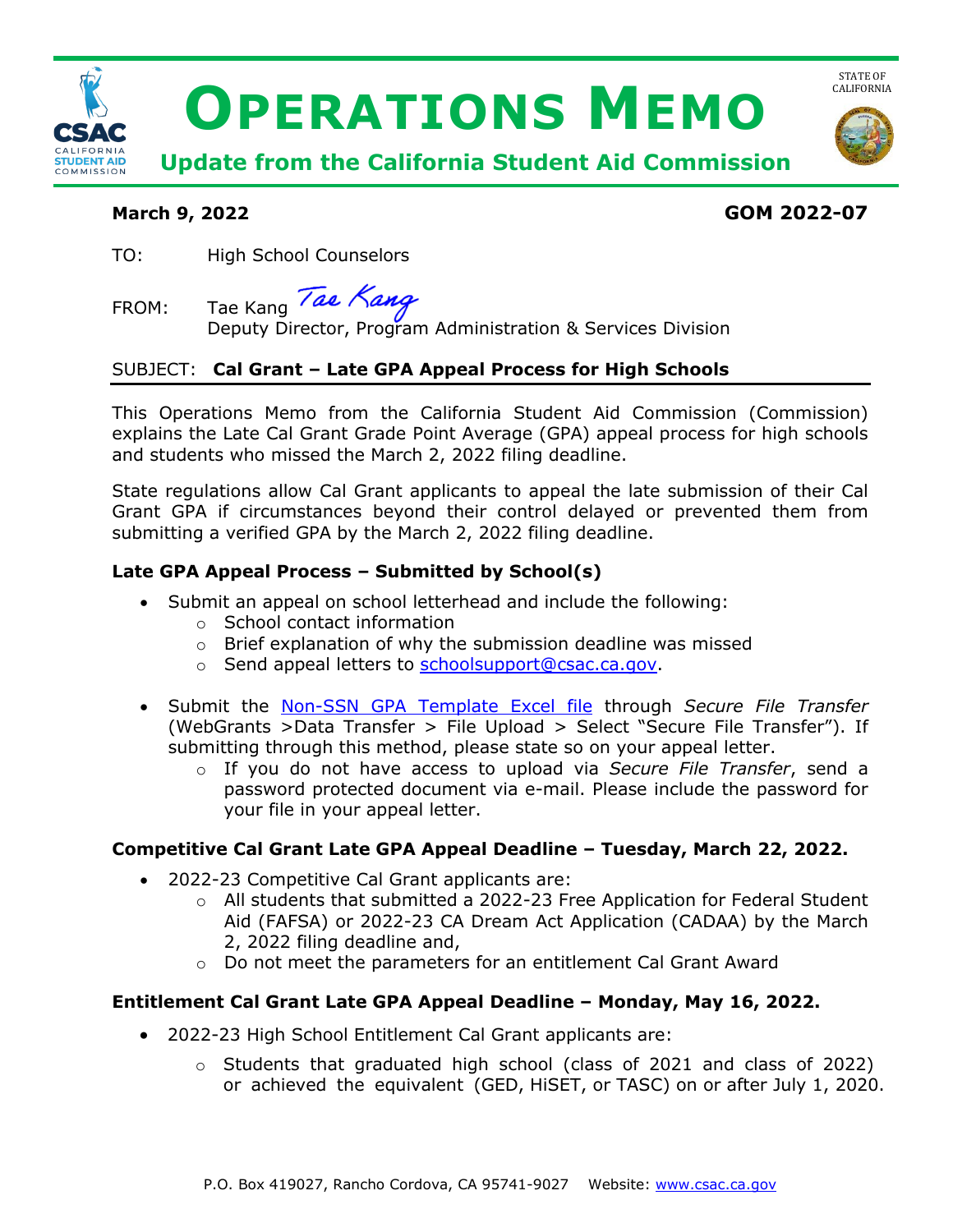# OPERATIONS MEMO

## Update from the California Student Aid Commission

**March 9, 2022** **GOM 2022-07**

TO: High School Counselors

FROM: Tae Kang
Deputy Director, Program Administration & Services Division

SUBJECT: **Cal Grant – Late GPA Appeal Process for High Schools**

This Operations Memo from the California Student Aid Commission (Commission) explains the Late Cal Grant Grade Point Average (GPA) appeal process for high schools and students who missed the March 2, 2022 filing deadline.

State regulations allow Cal Grant applicants to appeal the late submission of their Cal Grant GPA if circumstances beyond their control delayed or prevented them from submitting a verified GPA by the March 2, 2022 filing deadline.

### Late GPA Appeal Process – Submitted by School(s)

- Submit an appeal on school letterhead and include the following:
  - School contact information
  - Brief explanation of why the submission deadline was missed
  - Send appeal letters to schoolsupport@csac.ca.gov.
- Submit the Non-SSN GPA Template Excel file through *Secure File Transfer* (WebGrants >Data Transfer > File Upload > Select "Secure File Transfer"). If submitting through this method, please state so on your appeal letter.
  - If you do not have access to upload via *Secure File Transfer*, send a password protected document via e-mail. Please include the password for your file in your appeal letter.

### Competitive Cal Grant Late GPA Appeal Deadline – Tuesday, March 22, 2022.

- 2022-23 Competitive Cal Grant applicants are:
  - All students that submitted a 2022-23 Free Application for Federal Student Aid (FAFSA) or 2022-23 CA Dream Act Application (CADAA) by the March 2, 2022 filing deadline and,
  - Do not meet the parameters for an entitlement Cal Grant Award

### Entitlement Cal Grant Late GPA Appeal Deadline – Monday, May 16, 2022.

- 2022-23 High School Entitlement Cal Grant applicants are:
  - Students that graduated high school (class of 2021 and class of 2022) or achieved the equivalent (GED, HiSET, or TASC) on or after July 1, 2020.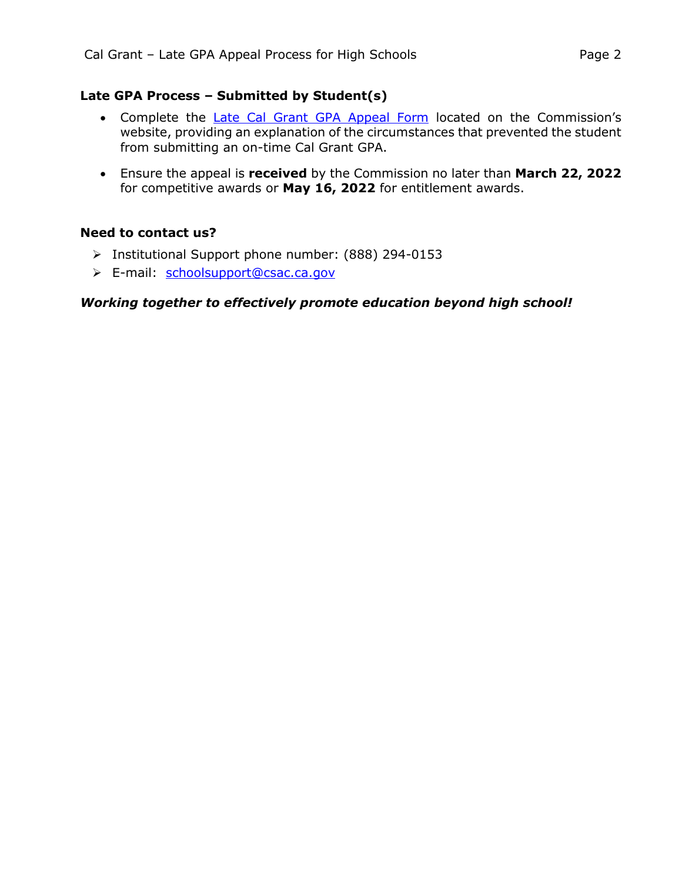### Late GPA Process – Submitted by Student(s)

- Complete the [Late Cal Grant GPA Appeal Form](#) located on the Commission's website, providing an explanation of the circumstances that prevented the student from submitting an on-time Cal Grant GPA.
- Ensure the appeal is **received** by the Commission no later than **March 22, 2022** for competitive awards or **May 16, 2022** for entitlement awards.

### Need to contact us?

- Institutional Support phone number: (888) 294-0153
- E-mail: [schoolsupport@csac.ca.gov](mailto:schoolsupport@csac.ca.gov)

***Working together to effectively promote education beyond high school!***